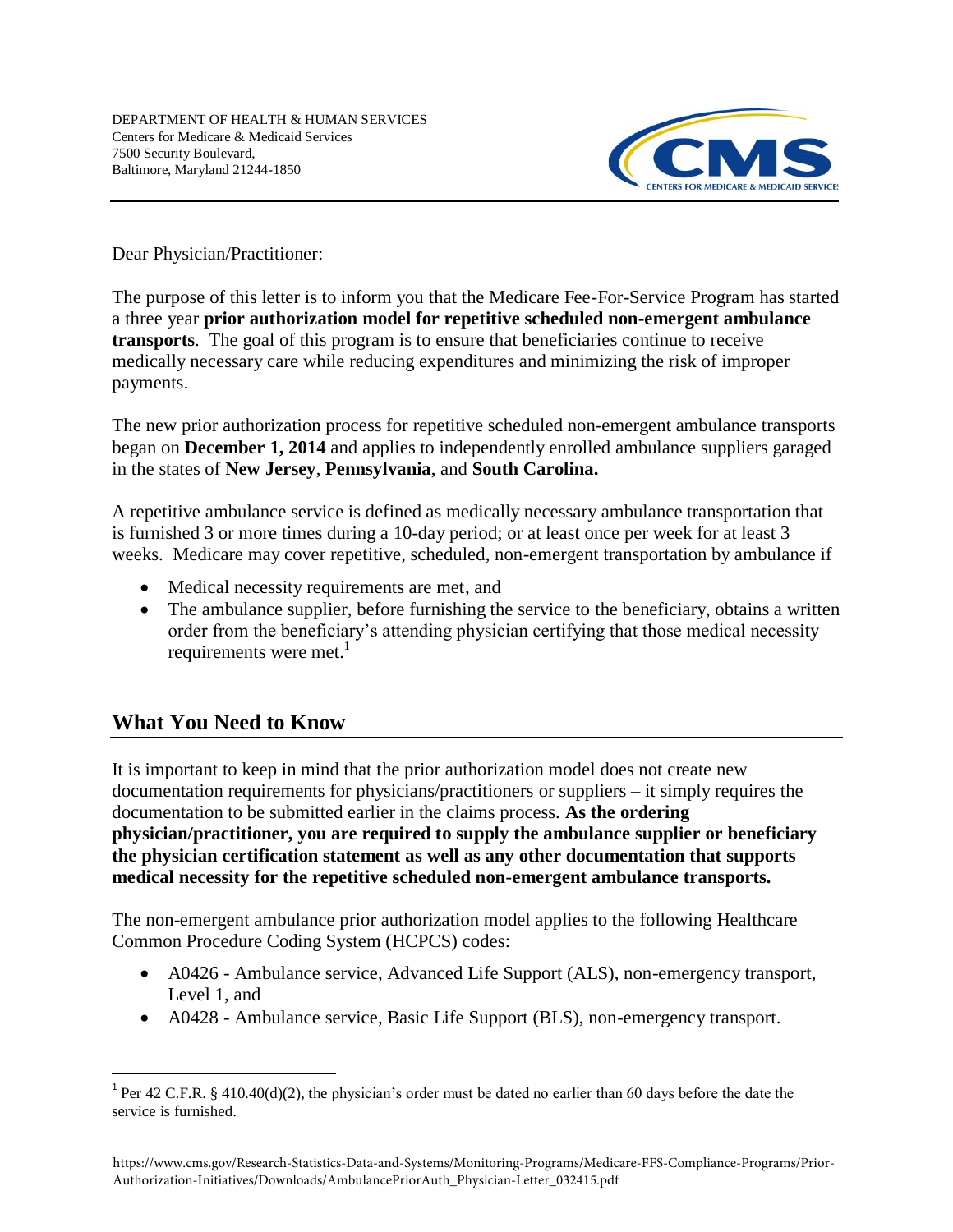DEPARTMENT OF HEALTH & HUMAN SERVICES
Centers for Medicare & Medicaid Services
7500 Security Boulevard,
Baltimore, Maryland 21244-1850

Dear Physician/Practitioner:

The purpose of this letter is to inform you that the Medicare Fee-For-Service Program has started a three year **prior authorization model for repetitive scheduled non-emergent ambulance transports**. The goal of this program is to ensure that beneficiaries continue to receive medically necessary care while reducing expenditures and minimizing the risk of improper payments.

The new prior authorization process for repetitive scheduled non-emergent ambulance transports began on **December 1, 2014** and applies to independently enrolled ambulance suppliers garaged in the states of **New Jersey**, **Pennsylvania**, and **South Carolina.**

A repetitive ambulance service is defined as medically necessary ambulance transportation that is furnished 3 or more times during a 10-day period; or at least once per week for at least 3 weeks. Medicare may cover repetitive, scheduled, non-emergent transportation by ambulance if

- Medical necessity requirements are met, and
- The ambulance supplier, before furnishing the service to the beneficiary, obtains a written order from the beneficiary's attending physician certifying that those medical necessity requirements were met.[1]

## What You Need to Know

It is important to keep in mind that the prior authorization model does not create new documentation requirements for physicians/practitioners or suppliers – it simply requires the documentation to be submitted earlier in the claims process. **As the ordering physician/practitioner, you are required to supply the ambulance supplier or beneficiary the physician certification statement as well as any other documentation that supports medical necessity for the repetitive scheduled non-emergent ambulance transports.**

The non-emergent ambulance prior authorization model applies to the following Healthcare Common Procedure Coding System (HCPCS) codes:

- A0426 - Ambulance service, Advanced Life Support (ALS), non-emergency transport, Level 1, and
- A0428 - Ambulance service, Basic Life Support (BLS), non-emergency transport.

[1] Per 42 C.F.R. § 410.40(d)(2), the physician's order must be dated no earlier than 60 days before the date the service is furnished.

https://www.cms.gov/Research-Statistics-Data-and-Systems/Monitoring-Programs/Medicare-FFS-Compliance-Programs/Prior-Authorization-Initiatives/Downloads/AmbulancePriorAuth_Physician-Letter_032415.pdf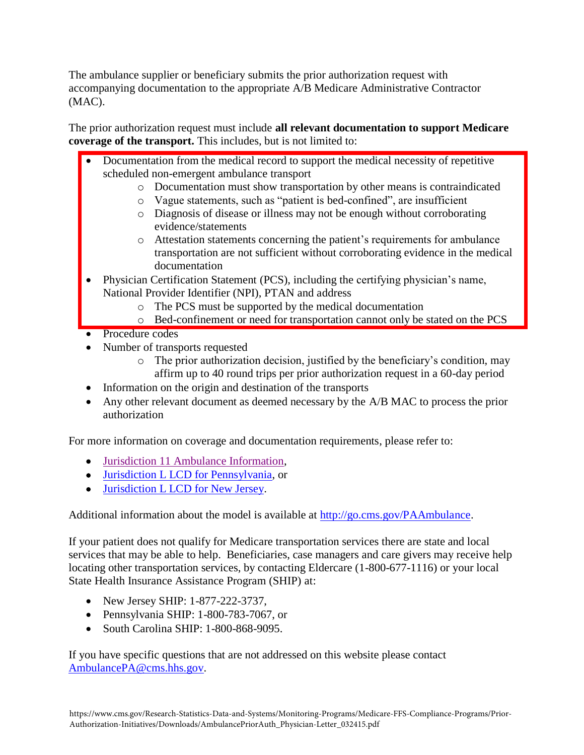The ambulance supplier or beneficiary submits the prior authorization request with accompanying documentation to the appropriate A/B Medicare Administrative Contractor (MAC).

The prior authorization request must include **all relevant documentation to support Medicare coverage of the transport.** This includes, but is not limited to:

- Documentation from the medical record to support the medical necessity of repetitive scheduled non-emergent ambulance transport
    - Documentation must show transportation by other means is contraindicated
    - Vague statements, such as "patient is bed-confined", are insufficient
    - Diagnosis of disease or illness may not be enough without corroborating evidence/statements
    - Attestation statements concerning the patient's requirements for ambulance transportation are not sufficient without corroborating evidence in the medical documentation
- Physician Certification Statement (PCS), including the certifying physician's name, National Provider Identifier (NPI), PTAN and address
    - The PCS must be supported by the medical documentation
    - Bed-confinement or need for transportation cannot only be stated on the PCS
- Procedure codes
- Number of transports requested
    - The prior authorization decision, justified by the beneficiary's condition, may affirm up to 40 round trips per prior authorization request in a 60-day period
- Information on the origin and destination of the transports
- Any other relevant document as deemed necessary by the A/B MAC to process the prior authorization

For more information on coverage and documentation requirements, please refer to:

- Jurisdiction 11 Ambulance Information,
- Jurisdiction L LCD for Pennsylvania, or
- Jurisdiction L LCD for New Jersey.

Additional information about the model is available at http://go.cms.gov/PAAmbulance.

If your patient does not qualify for Medicare transportation services there are state and local services that may be able to help. Beneficiaries, case managers and care givers may receive help locating other transportation services, by contacting Eldercare (1-800-677-1116) or your local State Health Insurance Assistance Program (SHIP) at:

- New Jersey SHIP: 1-877-222-3737,
- Pennsylvania SHIP: 1-800-783-7067, or
- South Carolina SHIP: 1-800-868-9095.

If you have specific questions that are not addressed on this website please contact AmbulancePA@cms.hhs.gov.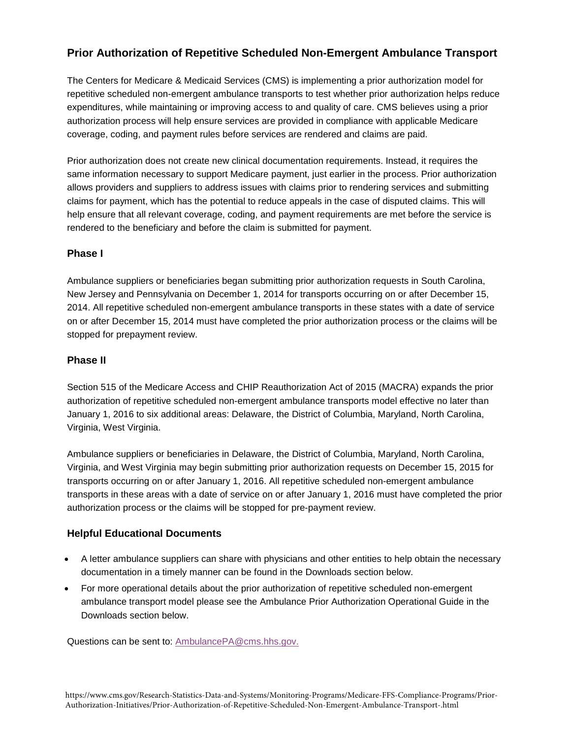## Prior Authorization of Repetitive Scheduled Non-Emergent Ambulance Transport

The Centers for Medicare & Medicaid Services (CMS) is implementing a prior authorization model for repetitive scheduled non-emergent ambulance transports to test whether prior authorization helps reduce expenditures, while maintaining or improving access to and quality of care. CMS believes using a prior authorization process will help ensure services are provided in compliance with applicable Medicare coverage, coding, and payment rules before services are rendered and claims are paid.

Prior authorization does not create new clinical documentation requirements. Instead, it requires the same information necessary to support Medicare payment, just earlier in the process. Prior authorization allows providers and suppliers to address issues with claims prior to rendering services and submitting claims for payment, which has the potential to reduce appeals in the case of disputed claims. This will help ensure that all relevant coverage, coding, and payment requirements are met before the service is rendered to the beneficiary and before the claim is submitted for payment.

### Phase I

Ambulance suppliers or beneficiaries began submitting prior authorization requests in South Carolina, New Jersey and Pennsylvania on December 1, 2014 for transports occurring on or after December 15, 2014. All repetitive scheduled non-emergent ambulance transports in these states with a date of service on or after December 15, 2014 must have completed the prior authorization process or the claims will be stopped for prepayment review.

### Phase II

Section 515 of the Medicare Access and CHIP Reauthorization Act of 2015 (MACRA) expands the prior authorization of repetitive scheduled non-emergent ambulance transports model effective no later than January 1, 2016 to six additional areas: Delaware, the District of Columbia, Maryland, North Carolina, Virginia, West Virginia.

Ambulance suppliers or beneficiaries in Delaware, the District of Columbia, Maryland, North Carolina, Virginia, and West Virginia may begin submitting prior authorization requests on December 15, 2015 for transports occurring on or after January 1, 2016. All repetitive scheduled non-emergent ambulance transports in these areas with a date of service on or after January 1, 2016 must have completed the prior authorization process or the claims will be stopped for pre-payment review.

### Helpful Educational Documents

- A letter ambulance suppliers can share with physicians and other entities to help obtain the necessary documentation in a timely manner can be found in the Downloads section below.
- For more operational details about the prior authorization of repetitive scheduled non-emergent ambulance transport model please see the Ambulance Prior Authorization Operational Guide in the Downloads section below.

Questions can be sent to: AmbulancePA@cms.hhs.gov.

https://www.cms.gov/Research-Statistics-Data-and-Systems/Monitoring-Programs/Medicare-FFS-Compliance-Programs/Prior-Authorization-Initiatives/Prior-Authorization-of-Repetitive-Scheduled-Non-Emergent-Ambulance-Transport-.html